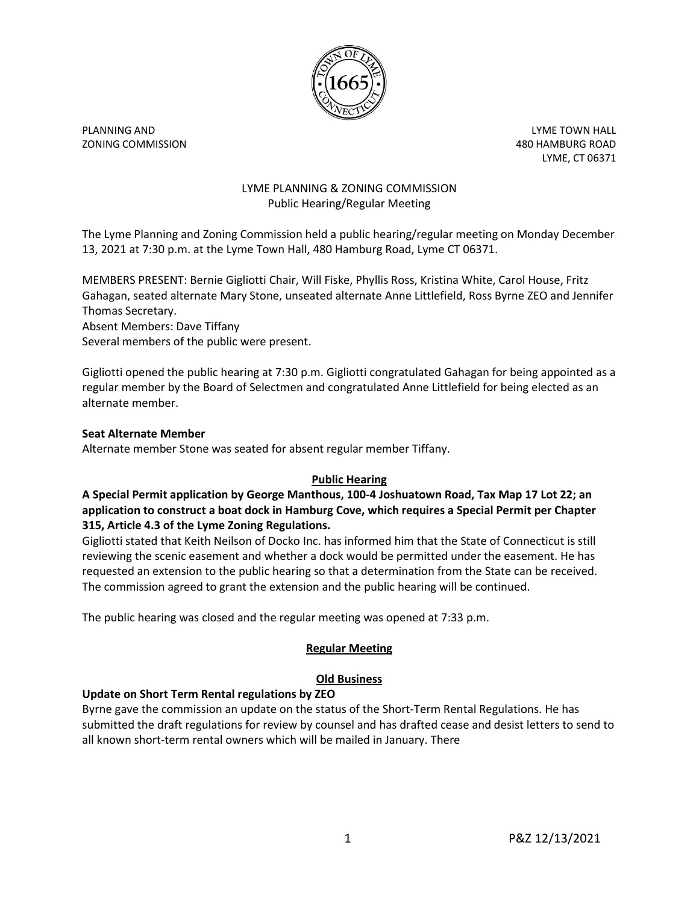PLANNING AND
ZONING COMMISSION

LYME TOWN HALL
480 HAMBURG ROAD
LYME, CT 06371

LYME PLANNING & ZONING COMMISSION
Public Hearing/Regular Meeting

The Lyme Planning and Zoning Commission held a public hearing/regular meeting on Monday December 13, 2021 at 7:30 p.m. at the Lyme Town Hall, 480 Hamburg Road, Lyme CT 06371.

MEMBERS PRESENT: Bernie Gigliotti Chair, Will Fiske, Phyllis Ross, Kristina White, Carol House, Fritz Gahagan, seated alternate Mary Stone, unseated alternate Anne Littlefield, Ross Byrne ZEO and Jennifer Thomas Secretary.
Absent Members: Dave Tiffany
Several members of the public were present.

Gigliotti opened the public hearing at 7:30 p.m. Gigliotti congratulated Gahagan for being appointed as a regular member by the Board of Selectmen and congratulated Anne Littlefield for being elected as an alternate member.

**Seat Alternate Member**
Alternate member Stone was seated for absent regular member Tiffany.

**Public Hearing**

**A Special Permit application by George Manthous, 100-4 Joshuatown Road, Tax Map 17 Lot 22; an application to construct a boat dock in Hamburg Cove, which requires a Special Permit per Chapter 315, Article 4.3 of the Lyme Zoning Regulations.**
Gigliotti stated that Keith Neilson of Docko Inc. has informed him that the State of Connecticut is still reviewing the scenic easement and whether a dock would be permitted under the easement. He has requested an extension to the public hearing so that a determination from the State can be received. The commission agreed to grant the extension and the public hearing will be continued.

The public hearing was closed and the regular meeting was opened at 7:33 p.m.

**Regular Meeting**

**Old Business**

**Update on Short Term Rental regulations by ZEO**
Byrne gave the commission an update on the status of the Short-Term Rental Regulations. He has submitted the draft regulations for review by counsel and has drafted cease and desist letters to send to all known short-term rental owners which will be mailed in January. There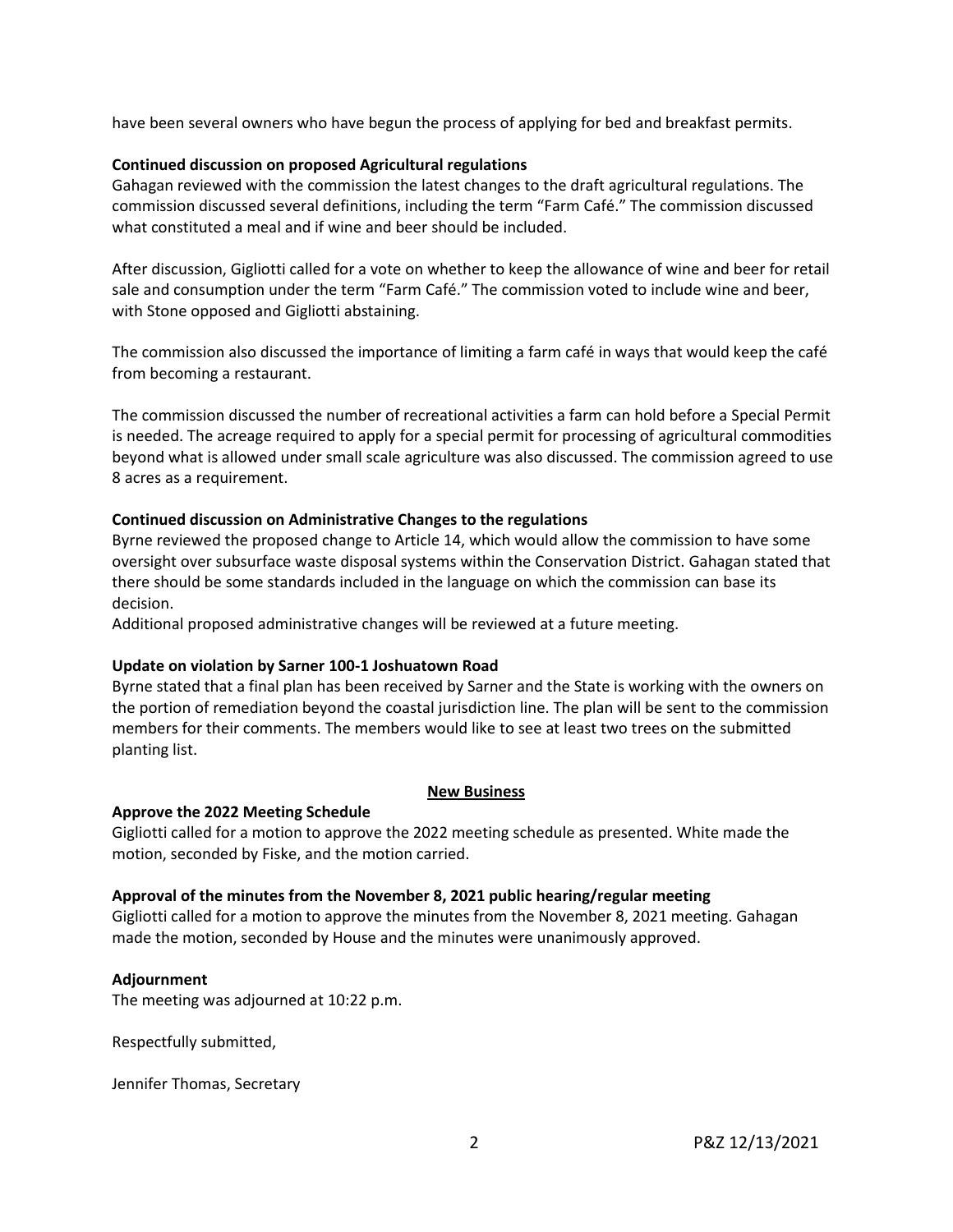have been several owners who have begun the process of applying for bed and breakfast permits.

**Continued discussion on proposed Agricultural regulations**

Gahagan reviewed with the commission the latest changes to the draft agricultural regulations. The commission discussed several definitions, including the term "Farm Café." The commission discussed what constituted a meal and if wine and beer should be included.

After discussion, Gigliotti called for a vote on whether to keep the allowance of wine and beer for retail sale and consumption under the term "Farm Café." The commission voted to include wine and beer, with Stone opposed and Gigliotti abstaining.

The commission also discussed the importance of limiting a farm café in ways that would keep the café from becoming a restaurant.

The commission discussed the number of recreational activities a farm can hold before a Special Permit is needed. The acreage required to apply for a special permit for processing of agricultural commodities beyond what is allowed under small scale agriculture was also discussed. The commission agreed to use 8 acres as a requirement.

**Continued discussion on Administrative Changes to the regulations**

Byrne reviewed the proposed change to Article 14, which would allow the commission to have some oversight over subsurface waste disposal systems within the Conservation District. Gahagan stated that there should be some standards included in the language on which the commission can base its decision.

Additional proposed administrative changes will be reviewed at a future meeting.

**Update on violation by Sarner 100-1 Joshuatown Road**

Byrne stated that a final plan has been received by Sarner and the State is working with the owners on the portion of remediation beyond the coastal jurisdiction line. The plan will be sent to the commission members for their comments. The members would like to see at least two trees on the submitted planting list.

## New Business

**Approve the 2022 Meeting Schedule**

Gigliotti called for a motion to approve the 2022 meeting schedule as presented. White made the motion, seconded by Fiske, and the motion carried.

**Approval of the minutes from the November 8, 2021 public hearing/regular meeting**

Gigliotti called for a motion to approve the minutes from the November 8, 2021 meeting. Gahagan made the motion, seconded by House and the minutes were unanimously approved.

**Adjournment**

The meeting was adjourned at 10:22 p.m.

Respectfully submitted,

Jennifer Thomas, Secretary